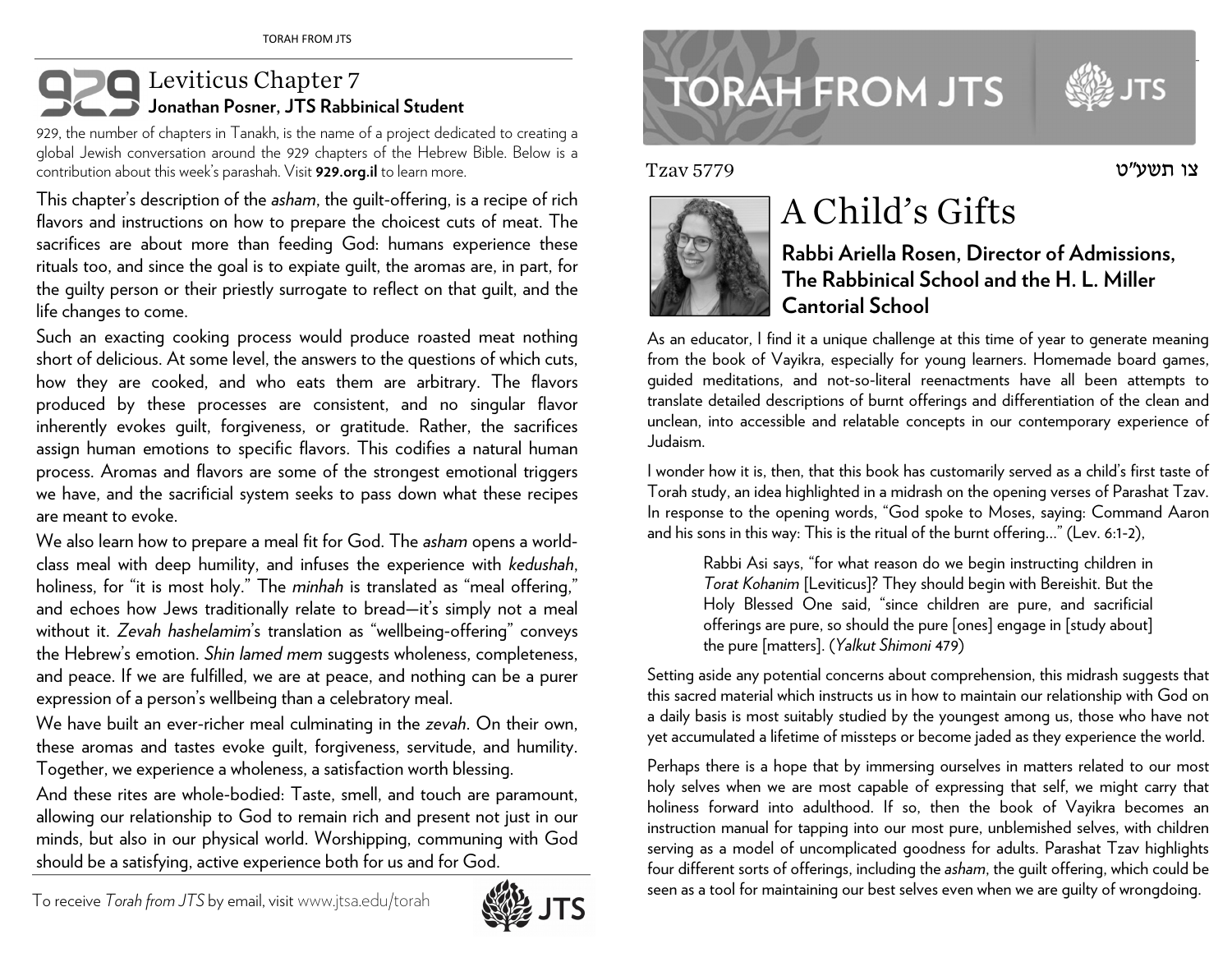# Leviticus Chapter 7

**Jonathan Posner, JTS Rabbinical Student**

929, the number of chapters in Tanakh, is the name of a project dedicated to creating a global Jewish conversation around the 929 chapters of the Hebrew Bible. Below is a contribution about this week's parashah. Visit **929.org.il** to learn more.

This chapter's description of the *asham*, the guilt-offering, is a recipe of rich flavors and instructions on how to prepare the choicest cuts of meat. The sacrifices are about more than feeding God: humans experience these rituals too, and since the goal is to expiate guilt, the aromas are, in part, for the guilty person or their priestly surrogate to reflect on that guilt, and the life changes to come.

Such an exacting cooking process would produce roasted meat nothing short of delicious. At some level, the answers to the questions of which cuts, how they are cooked, and who eats them are arbitrary. The flavors produced by these processes are consistent, and no singular flavor inherently evokes guilt, forgiveness, or gratitude. Rather, the sacrifices assign human emotions to specific flavors. This codifies a natural human process. Aromas and flavors are some of the strongest emotional triggers we have, and the sacrificial system seeks to pass down what these recipes are meant to evoke.

We also learn how to prepare a meal fit for God. The *asham* opens a world-class meal with deep humility, and infuses the experience with *kedushah*, holiness, for "it is most holy." The *minhah* is translated as "meal offering," and echoes how Jews traditionally relate to bread—it's simply not a meal without it. *Zevah hashelamim*'s translation as "wellbeing-offering" conveys the Hebrew's emotion. *Shin lamed mem* suggests wholeness, completeness, and peace. If we are fulfilled, we are at peace, and nothing can be a purer expression of a person's wellbeing than a celebratory meal.

We have built an ever-richer meal culminating in the *zevah*. On their own, these aromas and tastes evoke guilt, forgiveness, servitude, and humility. Together, we experience a wholeness, a satisfaction worth blessing.

And these rites are whole-bodied: Taste, smell, and touch are paramount, allowing our relationship to God to remain rich and present not just in our minds, but also in our physical world. Worshipping, communing with God should be a satisfying, active experience both for us and for God.

To receive *Torah from JTS* by email, visit www.jtsa.edu/torah

# TORAH FROM JTS

Tzav 5779 צו תשע"ט

## A Child's Gifts

**Rabbi Ariella Rosen, Director of Admissions, The Rabbinical School and the H. L. Miller Cantorial School**

As an educator, I find it a unique challenge at this time of year to generate meaning from the book of Vayikra, especially for young learners. Homemade board games, guided meditations, and not-so-literal reenactments have all been attempts to translate detailed descriptions of burnt offerings and differentiation of the clean and unclean, into accessible and relatable concepts in our contemporary experience of Judaism.

I wonder how it is, then, that this book has customarily served as a child's first taste of Torah study, an idea highlighted in a midrash on the opening verses of Parashat Tzav. In response to the opening words, "God spoke to Moses, saying: Command Aaron and his sons in this way: This is the ritual of the burnt offering…" (Lev. 6:1-2),

> Rabbi Asi says, "for what reason do we begin instructing children in *Torat Kohanim* [Leviticus]? They should begin with Bereishit. But the Holy Blessed One said, "since children are pure, and sacrificial offerings are pure, so should the pure [ones] engage in [study about] the pure [matters]. (*Yalkut Shimoni* 479)

Setting aside any potential concerns about comprehension, this midrash suggests that this sacred material which instructs us in how to maintain our relationship with God on a daily basis is most suitably studied by the youngest among us, those who have not yet accumulated a lifetime of missteps or become jaded as they experience the world.

Perhaps there is a hope that by immersing ourselves in matters related to our most holy selves when we are most capable of expressing that self, we might carry that holiness forward into adulthood. If so, then the book of Vayikra becomes an instruction manual for tapping into our most pure, unblemished selves, with children serving as a model of uncomplicated goodness for adults. Parashat Tzav highlights four different sorts of offerings, including the *asham*, the guilt offering, which could be seen as a tool for maintaining our best selves even when we are guilty of wrongdoing.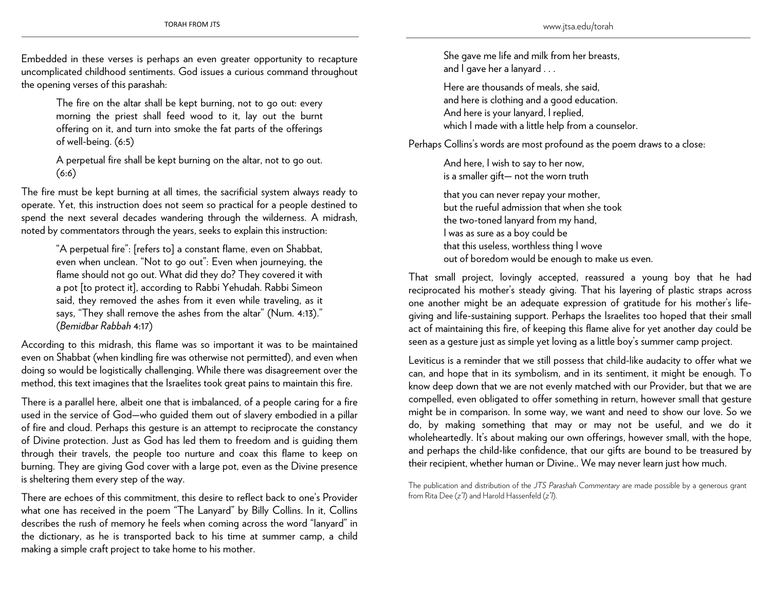Embedded in these verses is perhaps an even greater opportunity to recapture uncomplicated childhood sentiments. God issues a curious command throughout the opening verses of this parashah:

> The fire on the altar shall be kept burning, not to go out: every morning the priest shall feed wood to it, lay out the burnt offering on it, and turn into smoke the fat parts of the offerings of well-being. (6:5)
>
> A perpetual fire shall be kept burning on the altar, not to go out. (6:6)

The fire must be kept burning at all times, the sacrificial system always ready to operate. Yet, this instruction does not seem so practical for a people destined to spend the next several decades wandering through the wilderness. A midrash, noted by commentators through the years, seeks to explain this instruction:

> "A perpetual fire": [refers to] a constant flame, even on Shabbat, even when unclean. "Not to go out": Even when journeying, the flame should not go out. What did they do? They covered it with a pot [to protect it], according to Rabbi Yehudah. Rabbi Simeon said, they removed the ashes from it even while traveling, as it says, "They shall remove the ashes from the altar" (Num. 4:13)." (*Bemidbar Rabbah* 4:17)

According to this midrash, this flame was so important it was to be maintained even on Shabbat (when kindling fire was otherwise not permitted), and even when doing so would be logistically challenging. While there was disagreement over the method, this text imagines that the Israelites took great pains to maintain this fire.

There is a parallel here, albeit one that is imbalanced, of a people caring for a fire used in the service of God—who guided them out of slavery embodied in a pillar of fire and cloud. Perhaps this gesture is an attempt to reciprocate the constancy of Divine protection. Just as God has led them to freedom and is guiding them through their travels, the people too nurture and coax this flame to keep on burning. They are giving God cover with a large pot, even as the Divine presence is sheltering them every step of the way.

There are echoes of this commitment, this desire to reflect back to one's Provider what one has received in the poem "The Lanyard" by Billy Collins. In it, Collins describes the rush of memory he feels when coming across the word "lanyard" in the dictionary, as he is transported back to his time at summer camp, a child making a simple craft project to take home to his mother.

> She gave me life and milk from her breasts,
> and I gave her a lanyard . . .
>
> Here are thousands of meals, she said,
> and here is clothing and a good education.
> And here is your lanyard, I replied,
> which I made with a little help from a counselor.

Perhaps Collins's words are most profound as the poem draws to a close:

> And here, I wish to say to her now,
> is a smaller gift— not the worn truth
>
> that you can never repay your mother,
> but the rueful admission that when she took
> the two-toned lanyard from my hand,
> I was as sure as a boy could be
> that this useless, worthless thing I wove
> out of boredom would be enough to make us even.

That small project, lovingly accepted, reassured a young boy that he had reciprocated his mother's steady giving. That his layering of plastic straps across one another might be an adequate expression of gratitude for his mother's life-giving and life-sustaining support. Perhaps the Israelites too hoped that their small act of maintaining this fire, of keeping this flame alive for yet another day could be seen as a gesture just as simple yet loving as a little boy's summer camp project.

Leviticus is a reminder that we still possess that child-like audacity to offer what we can, and hope that in its symbolism, and in its sentiment, it might be enough. To know deep down that we are not evenly matched with our Provider, but that we are compelled, even obligated to offer something in return, however small that gesture might be in comparison. In some way, we want and need to show our love. So we do, by making something that may or may not be useful, and we do it wholeheartedly. It's about making our own offerings, however small, with the hope, and perhaps the child-like confidence, that our gifts are bound to be treasured by their recipient, whether human or Divine.. We may never learn just how much.

The publication and distribution of the *JTS Parashah Commentary* are made possible by a generous grant from Rita Dee (*z"l*) and Harold Hassenfeld (*z"l*).